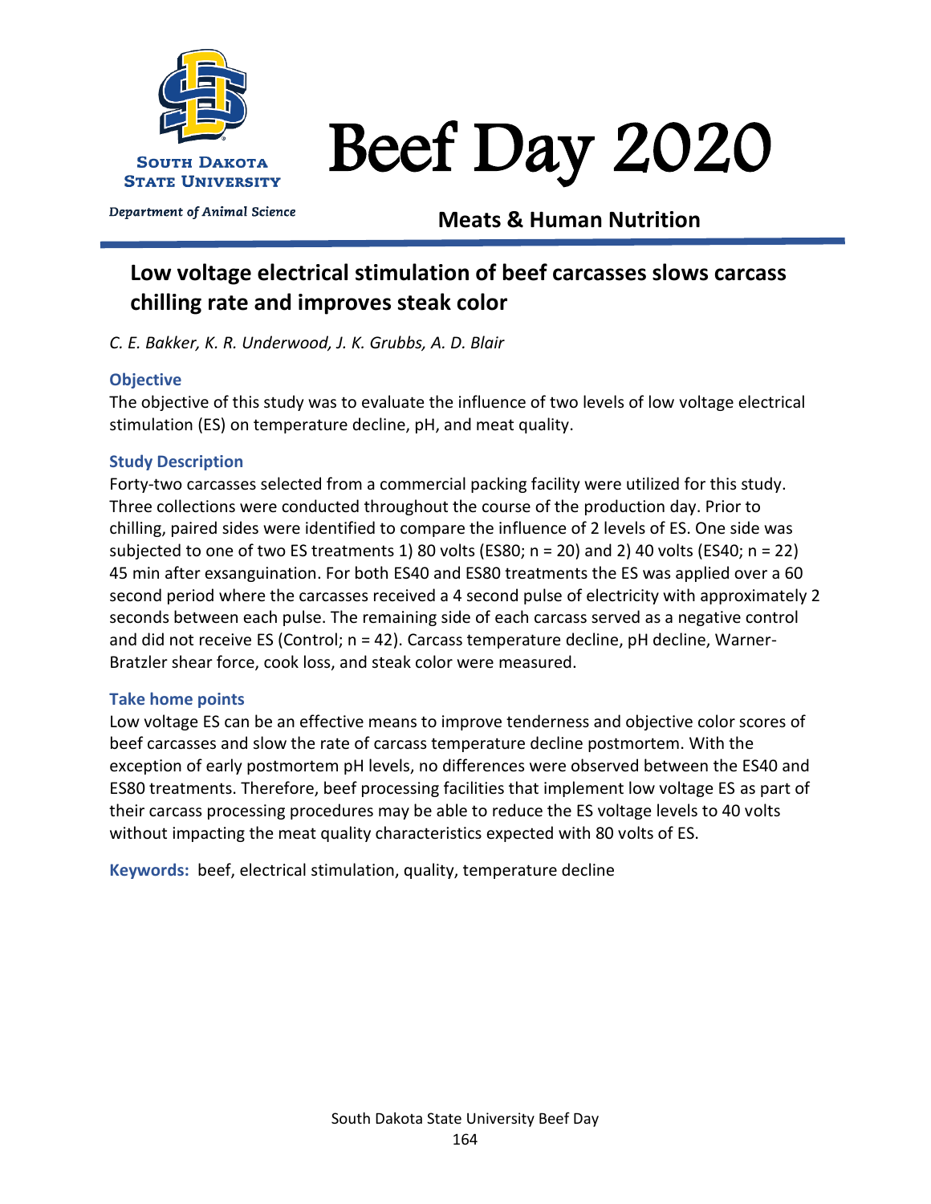# Beef Day 2020

South Dakota State University

*Department of Animal Science*

**Meats & Human Nutrition**

## Low voltage electrical stimulation of beef carcasses slows carcass chilling rate and improves steak color

*C. E. Bakker, K. R. Underwood, J. K. Grubbs, A. D. Blair*

### Objective

The objective of this study was to evaluate the influence of two levels of low voltage electrical stimulation (ES) on temperature decline, pH, and meat quality.

### Study Description

Forty-two carcasses selected from a commercial packing facility were utilized for this study. Three collections were conducted throughout the course of the production day. Prior to chilling, paired sides were identified to compare the influence of 2 levels of ES. One side was subjected to one of two ES treatments 1) 80 volts (ES80; n = 20) and 2) 40 volts (ES40; n = 22) 45 min after exsanguination. For both ES40 and ES80 treatments the ES was applied over a 60 second period where the carcasses received a 4 second pulse of electricity with approximately 2 seconds between each pulse. The remaining side of each carcass served as a negative control and did not receive ES (Control; n = 42). Carcass temperature decline, pH decline, Warner-Bratzler shear force, cook loss, and steak color were measured.

### Take home points

Low voltage ES can be an effective means to improve tenderness and objective color scores of beef carcasses and slow the rate of carcass temperature decline postmortem. With the exception of early postmortem pH levels, no differences were observed between the ES40 and ES80 treatments. Therefore, beef processing facilities that implement low voltage ES as part of their carcass processing procedures may be able to reduce the ES voltage levels to 40 volts without impacting the meat quality characteristics expected with 80 volts of ES.

**Keywords:** beef, electrical stimulation, quality, temperature decline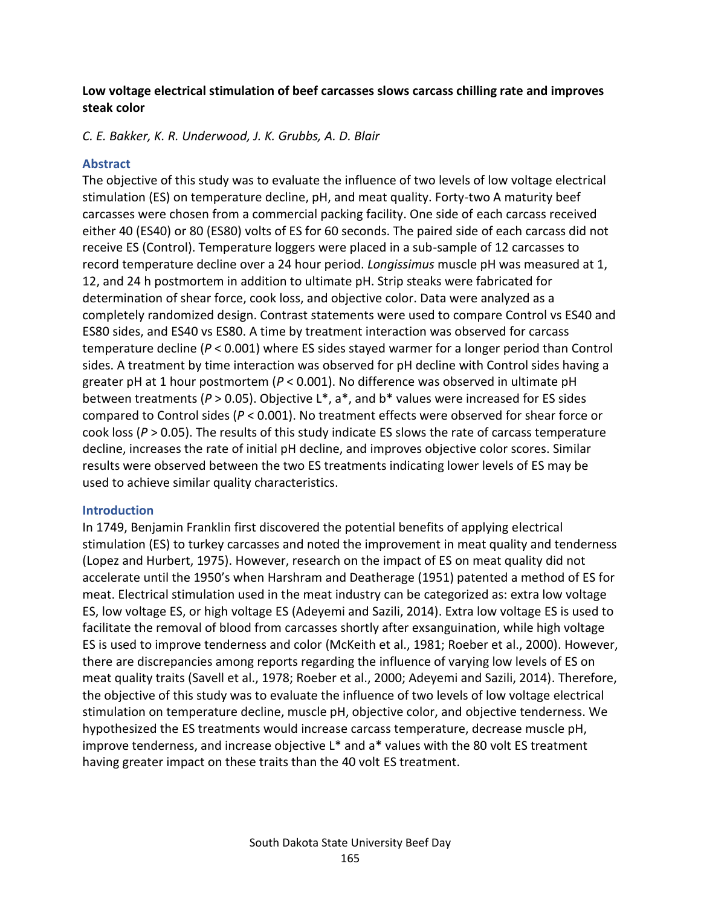**Low voltage electrical stimulation of beef carcasses slows carcass chilling rate and improves steak color**

*C. E. Bakker, K. R. Underwood, J. K. Grubbs, A. D. Blair*

## Abstract

The objective of this study was to evaluate the influence of two levels of low voltage electrical stimulation (ES) on temperature decline, pH, and meat quality. Forty-two A maturity beef carcasses were chosen from a commercial packing facility. One side of each carcass received either 40 (ES40) or 80 (ES80) volts of ES for 60 seconds. The paired side of each carcass did not receive ES (Control). Temperature loggers were placed in a sub-sample of 12 carcasses to record temperature decline over a 24 hour period. *Longissimus* muscle pH was measured at 1, 12, and 24 h postmortem in addition to ultimate pH. Strip steaks were fabricated for determination of shear force, cook loss, and objective color. Data were analyzed as a completely randomized design. Contrast statements were used to compare Control vs ES40 and ES80 sides, and ES40 vs ES80. A time by treatment interaction was observed for carcass temperature decline ($P < 0.001$) where ES sides stayed warmer for a longer period than Control sides. A treatment by time interaction was observed for pH decline with Control sides having a greater pH at 1 hour postmortem ($P < 0.001$). No difference was observed in ultimate pH between treatments ($P > 0.05$). Objective L*, a*, and b* values were increased for ES sides compared to Control sides ($P < 0.001$). No treatment effects were observed for shear force or cook loss ($P > 0.05$). The results of this study indicate ES slows the rate of carcass temperature decline, increases the rate of initial pH decline, and improves objective color scores. Similar results were observed between the two ES treatments indicating lower levels of ES may be used to achieve similar quality characteristics.

## Introduction

In 1749, Benjamin Franklin first discovered the potential benefits of applying electrical stimulation (ES) to turkey carcasses and noted the improvement in meat quality and tenderness (Lopez and Hurbert, 1975). However, research on the impact of ES on meat quality did not accelerate until the 1950's when Harshram and Deatherage (1951) patented a method of ES for meat. Electrical stimulation used in the meat industry can be categorized as: extra low voltage ES, low voltage ES, or high voltage ES (Adeyemi and Sazili, 2014). Extra low voltage ES is used to facilitate the removal of blood from carcasses shortly after exsanguination, while high voltage ES is used to improve tenderness and color (McKeith et al., 1981; Roeber et al., 2000). However, there are discrepancies among reports regarding the influence of varying low levels of ES on meat quality traits (Savell et al., 1978; Roeber et al., 2000; Adeyemi and Sazili, 2014). Therefore, the objective of this study was to evaluate the influence of two levels of low voltage electrical stimulation on temperature decline, muscle pH, objective color, and objective tenderness. We hypothesized the ES treatments would increase carcass temperature, decrease muscle pH, improve tenderness, and increase objective L* and a* values with the 80 volt ES treatment having greater impact on these traits than the 40 volt ES treatment.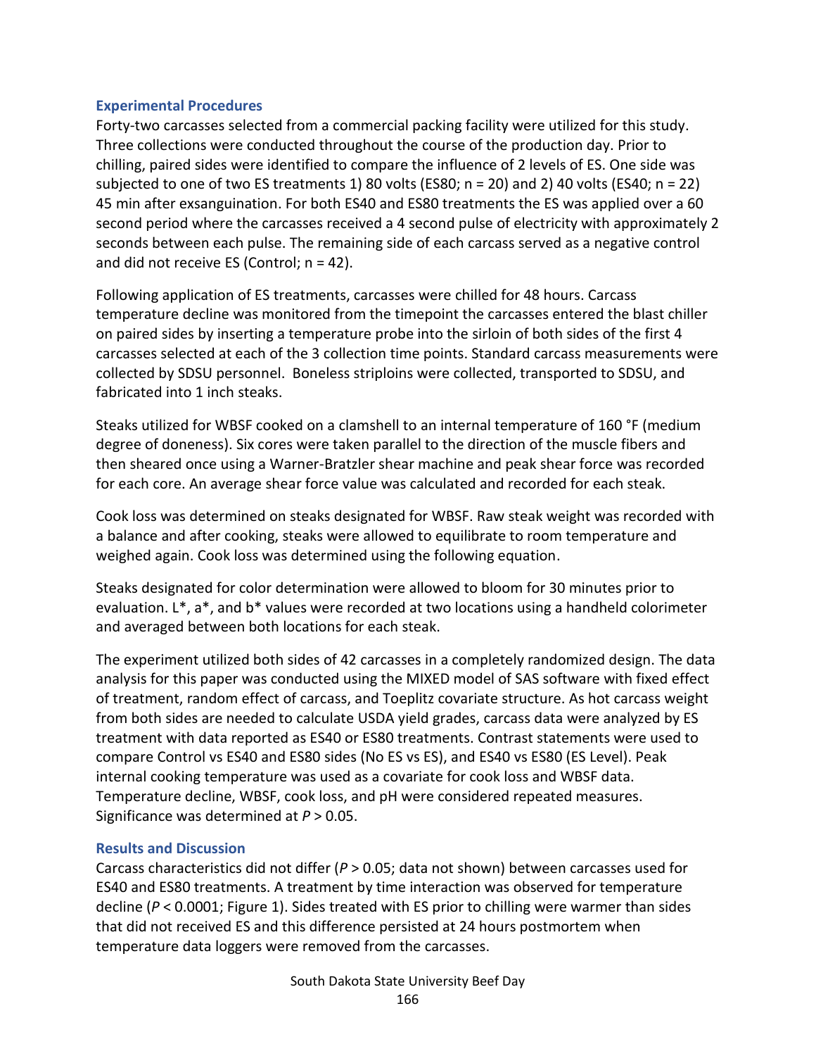### Experimental Procedures

Forty-two carcasses selected from a commercial packing facility were utilized for this study. Three collections were conducted throughout the course of the production day. Prior to chilling, paired sides were identified to compare the influence of 2 levels of ES. One side was subjected to one of two ES treatments 1) 80 volts (ES80; n = 20) and 2) 40 volts (ES40; n = 22) 45 min after exsanguination. For both ES40 and ES80 treatments the ES was applied over a 60 second period where the carcasses received a 4 second pulse of electricity with approximately 2 seconds between each pulse. The remaining side of each carcass served as a negative control and did not receive ES (Control; n = 42).

Following application of ES treatments, carcasses were chilled for 48 hours. Carcass temperature decline was monitored from the timepoint the carcasses entered the blast chiller on paired sides by inserting a temperature probe into the sirloin of both sides of the first 4 carcasses selected at each of the 3 collection time points. Standard carcass measurements were collected by SDSU personnel. Boneless striploins were collected, transported to SDSU, and fabricated into 1 inch steaks.

Steaks utilized for WBSF cooked on a clamshell to an internal temperature of 160 °F (medium degree of doneness). Six cores were taken parallel to the direction of the muscle fibers and then sheared once using a Warner-Bratzler shear machine and peak shear force was recorded for each core. An average shear force value was calculated and recorded for each steak.

Cook loss was determined on steaks designated for WBSF. Raw steak weight was recorded with a balance and after cooking, steaks were allowed to equilibrate to room temperature and weighed again. Cook loss was determined using the following equation.

Steaks designated for color determination were allowed to bloom for 30 minutes prior to evaluation. L*, a*, and b* values were recorded at two locations using a handheld colorimeter and averaged between both locations for each steak.

The experiment utilized both sides of 42 carcasses in a completely randomized design. The data analysis for this paper was conducted using the MIXED model of SAS software with fixed effect of treatment, random effect of carcass, and Toeplitz covariate structure. As hot carcass weight from both sides are needed to calculate USDA yield grades, carcass data were analyzed by ES treatment with data reported as ES40 or ES80 treatments. Contrast statements were used to compare Control vs ES40 and ES80 sides (No ES vs ES), and ES40 vs ES80 (ES Level). Peak internal cooking temperature was used as a covariate for cook loss and WBSF data. Temperature decline, WBSF, cook loss, and pH were considered repeated measures. Significance was determined at *P* > 0.05.

### Results and Discussion

Carcass characteristics did not differ (*P* > 0.05; data not shown) between carcasses used for ES40 and ES80 treatments. A treatment by time interaction was observed for temperature decline (*P* < 0.0001; Figure 1). Sides treated with ES prior to chilling were warmer than sides that did not received ES and this difference persisted at 24 hours postmortem when temperature data loggers were removed from the carcasses.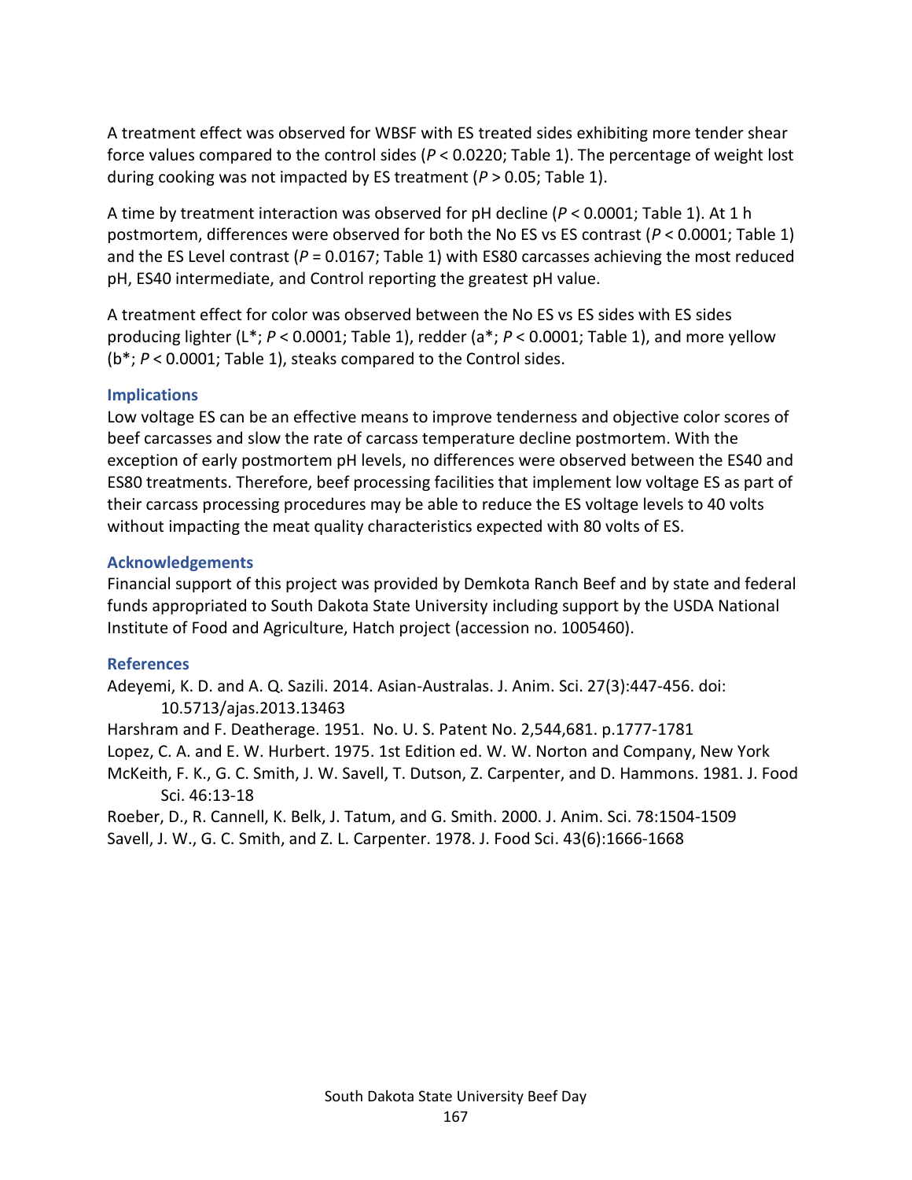A treatment effect was observed for WBSF with ES treated sides exhibiting more tender shear force values compared to the control sides ($P < 0.0220$; Table 1). The percentage of weight lost during cooking was not impacted by ES treatment ($P > 0.05$; Table 1).

A time by treatment interaction was observed for pH decline ($P < 0.0001$; Table 1). At 1 h postmortem, differences were observed for both the No ES vs ES contrast ($P < 0.0001$; Table 1) and the ES Level contrast ($P = 0.0167$; Table 1) with ES80 carcasses achieving the most reduced pH, ES40 intermediate, and Control reporting the greatest pH value.

A treatment effect for color was observed between the No ES vs ES sides with ES sides producing lighter (L*; $P < 0.0001$; Table 1), redder (a*; $P < 0.0001$; Table 1), and more yellow (b*; $P < 0.0001$; Table 1), steaks compared to the Control sides.

## Implications

Low voltage ES can be an effective means to improve tenderness and objective color scores of beef carcasses and slow the rate of carcass temperature decline postmortem. With the exception of early postmortem pH levels, no differences were observed between the ES40 and ES80 treatments. Therefore, beef processing facilities that implement low voltage ES as part of their carcass processing procedures may be able to reduce the ES voltage levels to 40 volts without impacting the meat quality characteristics expected with 80 volts of ES.

## Acknowledgements

Financial support of this project was provided by Demkota Ranch Beef and by state and federal funds appropriated to South Dakota State University including support by the USDA National Institute of Food and Agriculture, Hatch project (accession no. 1005460).

## References

Adeyemi, K. D. and A. Q. Sazili. 2014. Asian-Australas. J. Anim. Sci. 27(3):447-456. doi: 10.5713/ajas.2013.13463

Harshram and F. Deatherage. 1951. No. U. S. Patent No. 2,544,681. p.1777-1781

Lopez, C. A. and E. W. Hurbert. 1975. 1st Edition ed. W. W. Norton and Company, New York

McKeith, F. K., G. C. Smith, J. W. Savell, T. Dutson, Z. Carpenter, and D. Hammons. 1981. J. Food Sci. 46:13-18

Roeber, D., R. Cannell, K. Belk, J. Tatum, and G. Smith. 2000. J. Anim. Sci. 78:1504-1509

Savell, J. W., G. C. Smith, and Z. L. Carpenter. 1978. J. Food Sci. 43(6):1666-1668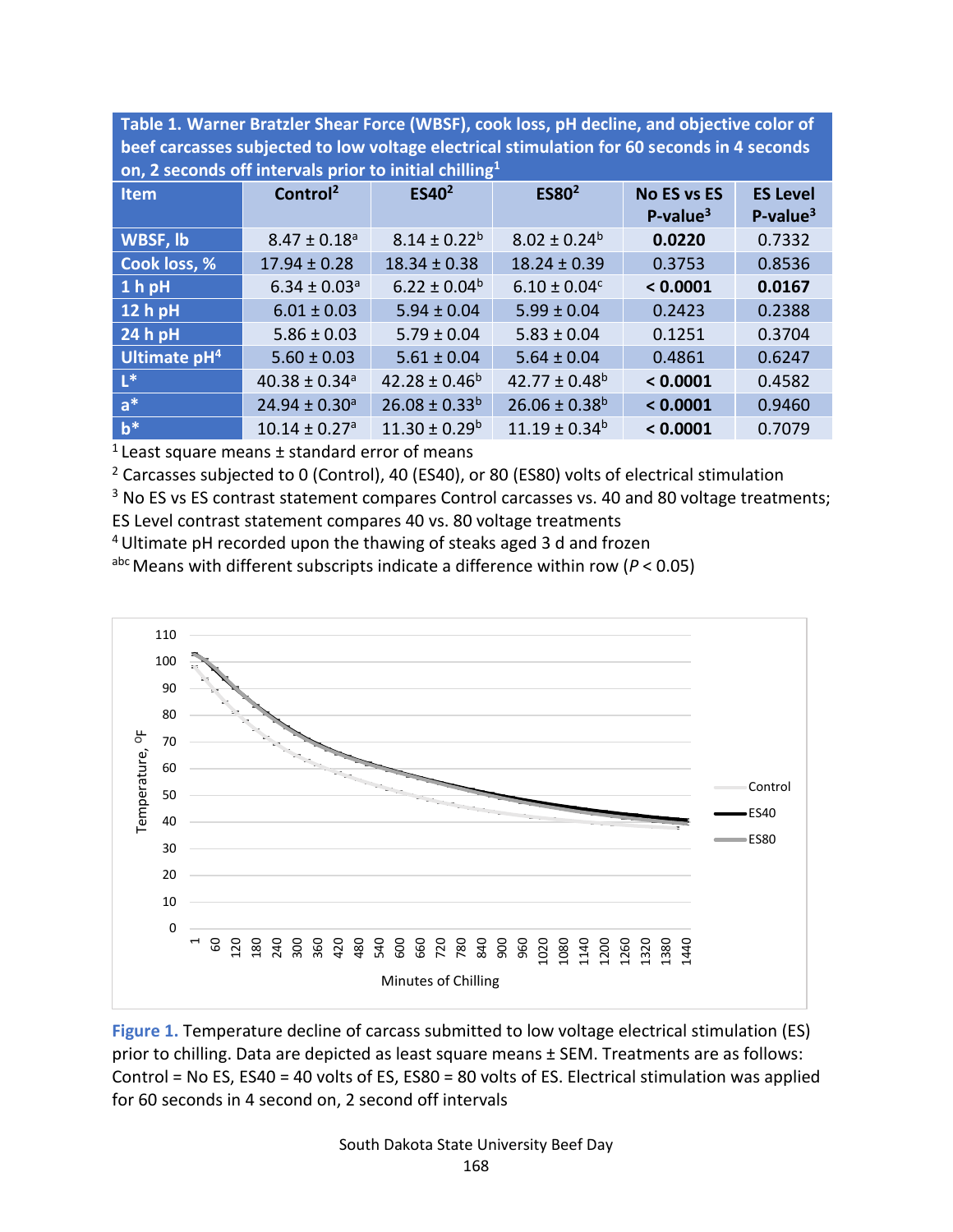**Table 1. Warner Bratzler Shear Force (WBSF), cook loss, pH decline, and objective color of beef carcasses subjected to low voltage electrical stimulation for 60 seconds in 4 seconds on, 2 seconds off intervals prior to initial chilling[1]**

| Item | Control[2] | ES40[2] | ES80[2] | No ES vs ES P-value[3] | ES Level P-value[3] |
|---|---|---|---|---|---|
| WBSF, lb | 8.47 ± 0.18[a] | 8.14 ± 0.22[b] | 8.02 ± 0.24[b] | **0.0220** | 0.7332 |
| Cook loss, % | 17.94 ± 0.28 | 18.34 ± 0.38 | 18.24 ± 0.39 | 0.3753 | 0.8536 |
| 1 h pH | 6.34 ± 0.03[a] | 6.22 ± 0.04[b] | 6.10 ± 0.04[c] | **< 0.0001** | **0.0167** |
| 12 h pH | 6.01 ± 0.03 | 5.94 ± 0.04 | 5.99 ± 0.04 | 0.2423 | 0.2388 |
| 24 h pH | 5.86 ± 0.03 | 5.79 ± 0.04 | 5.83 ± 0.04 | 0.1251 | 0.3704 |
| Ultimate pH[4] | 5.60 ± 0.03 | 5.61 ± 0.04 | 5.64 ± 0.04 | 0.4861 | 0.6247 |
| L* | 40.38 ± 0.34[a] | 42.28 ± 0.46[b] | 42.77 ± 0.48[b] | **< 0.0001** | 0.4582 |
| a* | 24.94 ± 0.30[a] | 26.08 ± 0.33[b] | 26.06 ± 0.38[b] | **< 0.0001** | 0.9460 |
| b* | 10.14 ± 0.27[a] | 11.30 ± 0.29[b] | 11.19 ± 0.34[b] | **< 0.0001** | 0.7079 |

[1] Least square means ± standard error of means

[2] Carcasses subjected to 0 (Control), 40 (ES40), or 80 (ES80) volts of electrical stimulation

[3] No ES vs ES contrast statement compares Control carcasses vs. 40 and 80 voltage treatments; ES Level contrast statement compares 40 vs. 80 voltage treatments

[4] Ultimate pH recorded upon the thawing of steaks aged 3 d and frozen

[abc] Means with different subscripts indicate a difference within row ($P < 0.05$)

Temperature, °F

110
100
90
80
70
60
50
40
30
20
10
0

1 60 120 180 240 300 360 420 480 540 600 660 720 780 840 900 960 1020 1080 1140 1200 1260 1320 1380 1440

Minutes of Chilling

Control
ES40
ES80

**Figure 1.** Temperature decline of carcass submitted to low voltage electrical stimulation (ES) prior to chilling. Data are depicted as least square means ± SEM. Treatments are as follows: Control = No ES, ES40 = 40 volts of ES, ES80 = 80 volts of ES. Electrical stimulation was applied for 60 seconds in 4 second on, 2 second off intervals